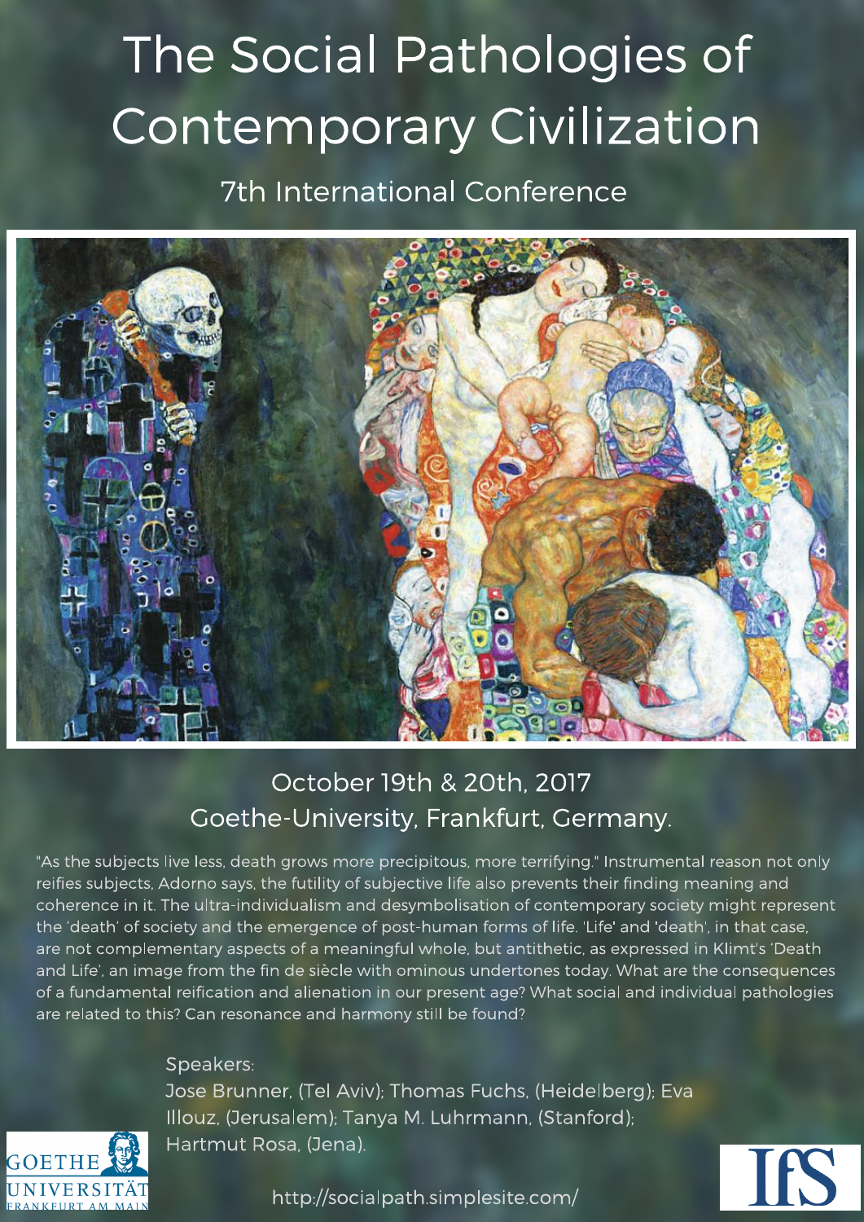# The Social Pathologies of Contemporary Civilization

## 7th International Conference

October 19th & 20th, 2017
Goethe-University, Frankfurt, Germany.

"As the subjects live less, death grows more precipitous, more terrifying." Instrumental reason not only reifies subjects, Adorno says, the futility of subjective life also prevents their finding meaning and coherence in it. The ultra-individualism and desymbolisation of contemporary society might represent the 'death' of society and the emergence of post-human forms of life. 'Life' and 'death', in that case, are not complementary aspects of a meaningful whole, but antithetic, as expressed in Klimt's 'Death and Life', an image from the fin de siècle with ominous undertones today. What are the consequences of a fundamental reification and alienation in our present age? What social and individual pathologies are related to this? Can resonance and harmony still be found?

Speakers:
Jose Brunner, (Tel Aviv); Thomas Fuchs, (Heidelberg); Eva Illouz, (Jerusalem); Tanya M. Luhrmann, (Stanford); Hartmut Rosa, (Jena).

GOETHE UNIVERSITÄT FRANKFURT AM MAIN

IfS

http://socialpath.simplesite.com/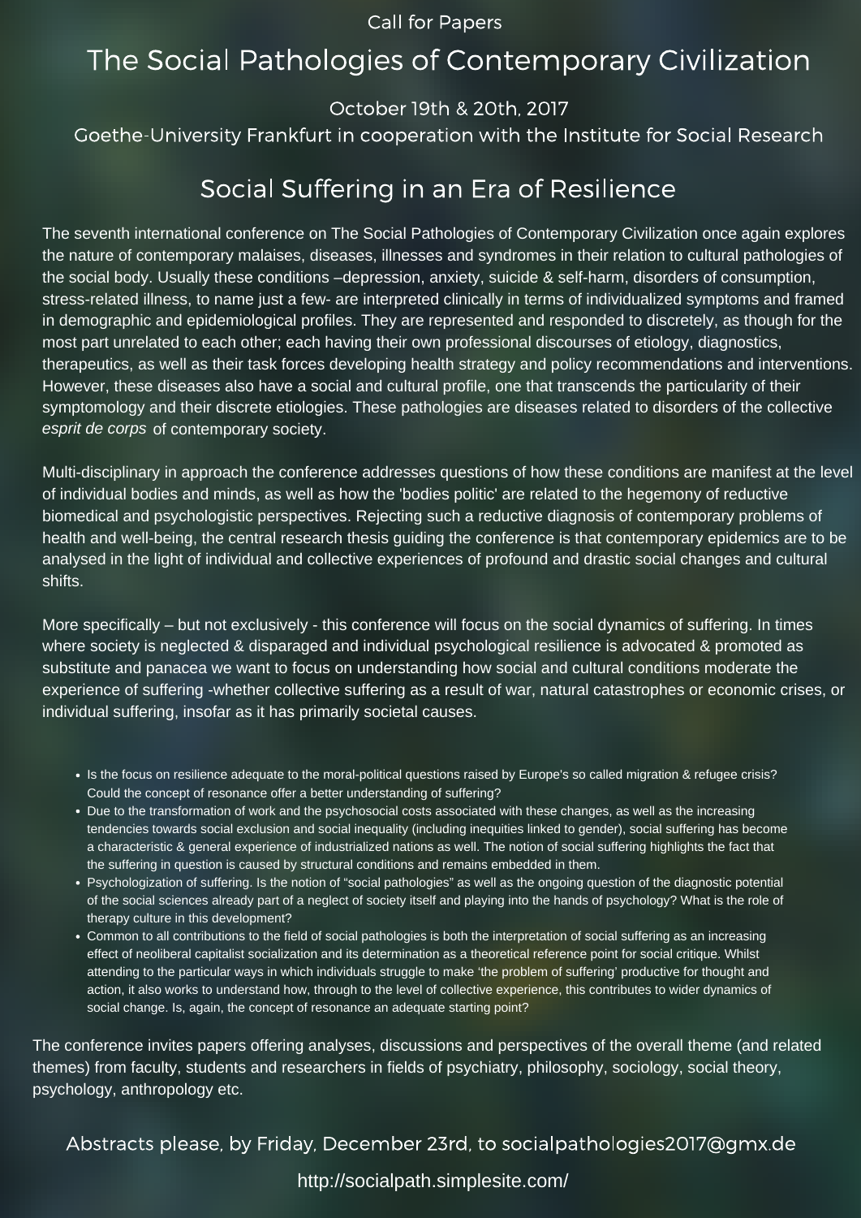Call for Papers

# The Social Pathologies of Contemporary Civilization

October 19th & 20th, 2017

Goethe-University Frankfurt in cooperation with the Institute for Social Research

## Social Suffering in an Era of Resilience

The seventh international conference on The Social Pathologies of Contemporary Civilization once again explores the nature of contemporary malaises, diseases, illnesses and syndromes in their relation to cultural pathologies of the social body. Usually these conditions –depression, anxiety, suicide & self-harm, disorders of consumption, stress-related illness, to name just a few- are interpreted clinically in terms of individualized symptoms and framed in demographic and epidemiological profiles. They are represented and responded to discretely, as though for the most part unrelated to each other; each having their own professional discourses of etiology, diagnostics, therapeutics, as well as their task forces developing health strategy and policy recommendations and interventions. However, these diseases also have a social and cultural profile, one that transcends the particularity of their symptomology and their discrete etiologies. These pathologies are diseases related to disorders of the collective *esprit de corps* of contemporary society.

Multi-disciplinary in approach the conference addresses questions of how these conditions are manifest at the level of individual bodies and minds, as well as how the 'bodies politic' are related to the hegemony of reductive biomedical and psychologistic perspectives. Rejecting such a reductive diagnosis of contemporary problems of health and well-being, the central research thesis guiding the conference is that contemporary epidemics are to be analysed in the light of individual and collective experiences of profound and drastic social changes and cultural shifts.

More specifically – but not exclusively - this conference will focus on the social dynamics of suffering. In times where society is neglected & disparaged and individual psychological resilience is advocated & promoted as substitute and panacea we want to focus on understanding how social and cultural conditions moderate the experience of suffering -whether collective suffering as a result of war, natural catastrophes or economic crises, or individual suffering, insofar as it has primarily societal causes.

- Is the focus on resilience adequate to the moral-political questions raised by Europe's so called migration & refugee crisis? Could the concept of resonance offer a better understanding of suffering?
- Due to the transformation of work and the psychosocial costs associated with these changes, as well as the increasing tendencies towards social exclusion and social inequality (including inequities linked to gender), social suffering has become a characteristic & general experience of industrialized nations as well. The notion of social suffering highlights the fact that the suffering in question is caused by structural conditions and remains embedded in them.
- Psychologization of suffering. Is the notion of "social pathologies" as well as the ongoing question of the diagnostic potential of the social sciences already part of a neglect of society itself and playing into the hands of psychology? What is the role of therapy culture in this development?
- Common to all contributions to the field of social pathologies is both the interpretation of social suffering as an increasing effect of neoliberal capitalist socialization and its determination as a theoretical reference point for social critique. Whilst attending to the particular ways in which individuals struggle to make 'the problem of suffering' productive for thought and action, it also works to understand how, through to the level of collective experience, this contributes to wider dynamics of social change. Is, again, the concept of resonance an adequate starting point?

The conference invites papers offering analyses, discussions and perspectives of the overall theme (and related themes) from faculty, students and researchers in fields of psychiatry, philosophy, sociology, social theory, psychology, anthropology etc.

Abstracts please, by Friday, December 23rd, to socialpathologies2017@gmx.de

http://socialpath.simplesite.com/